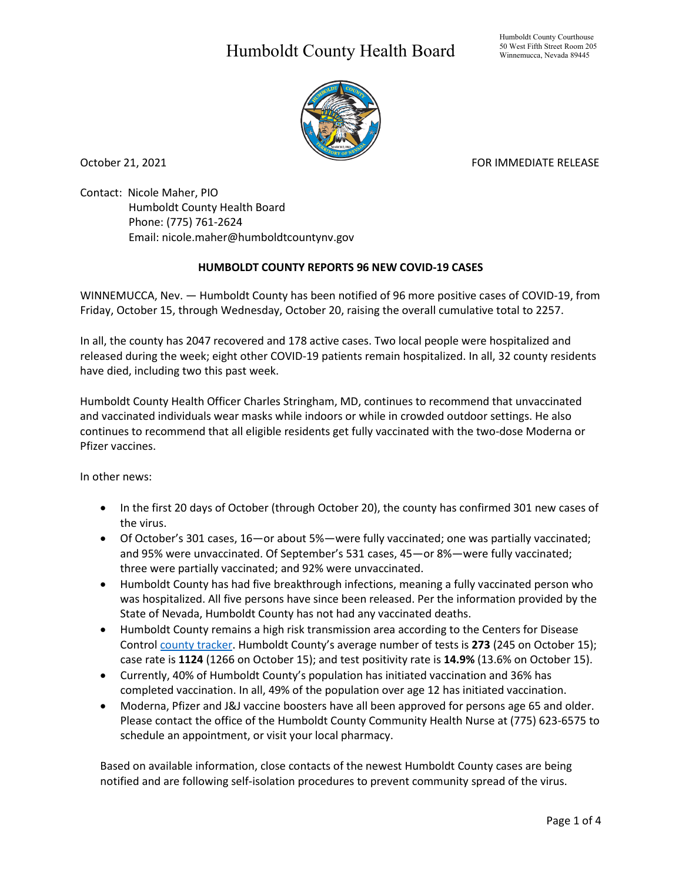# Humboldt County Health Board

Humboldt County Courthouse
50 West Fifth Street Room 205
Winnemucca, Nevada 89445

October 21, 2021

FOR IMMEDIATE RELEASE

Contact: Nicole Maher, PIO
Humboldt County Health Board
Phone: (775) 761-2624
Email: nicole.maher@humboldtcountynv.gov

**HUMBOLDT COUNTY REPORTS 96 NEW COVID-19 CASES**

WINNEMUCCA, Nev. — Humboldt County has been notified of 96 more positive cases of COVID-19, from Friday, October 15, through Wednesday, October 20, raising the overall cumulative total to 2257.

In all, the county has 2047 recovered and 178 active cases. Two local people were hospitalized and released during the week; eight other COVID-19 patients remain hospitalized. In all, 32 county residents have died, including two this past week.

Humboldt County Health Officer Charles Stringham, MD, continues to recommend that unvaccinated and vaccinated individuals wear masks while indoors or while in crowded outdoor settings. He also continues to recommend that all eligible residents get fully vaccinated with the two-dose Moderna or Pfizer vaccines.

In other news:

- In the first 20 days of October (through October 20), the county has confirmed 301 new cases of the virus.
- Of October's 301 cases, 16—or about 5%—were fully vaccinated; one was partially vaccinated; and 95% were unvaccinated. Of September's 531 cases, 45—or 8%—were fully vaccinated; three were partially vaccinated; and 92% were unvaccinated.
- Humboldt County has had five breakthrough infections, meaning a fully vaccinated person who was hospitalized. All five persons have since been released. Per the information provided by the State of Nevada, Humboldt County has not had any vaccinated deaths.
- Humboldt County remains a high risk transmission area according to the Centers for Disease Control county tracker. Humboldt County's average number of tests is **273** (245 on October 15); case rate is **1124** (1266 on October 15); and test positivity rate is **14.9%** (13.6% on October 15).
- Currently, 40% of Humboldt County's population has initiated vaccination and 36% has completed vaccination. In all, 49% of the population over age 12 has initiated vaccination.
- Moderna, Pfizer and J&J vaccine boosters have all been approved for persons age 65 and older. Please contact the office of the Humboldt County Community Health Nurse at (775) 623-6575 to schedule an appointment, or visit your local pharmacy.

Based on available information, close contacts of the newest Humboldt County cases are being notified and are following self-isolation procedures to prevent community spread of the virus.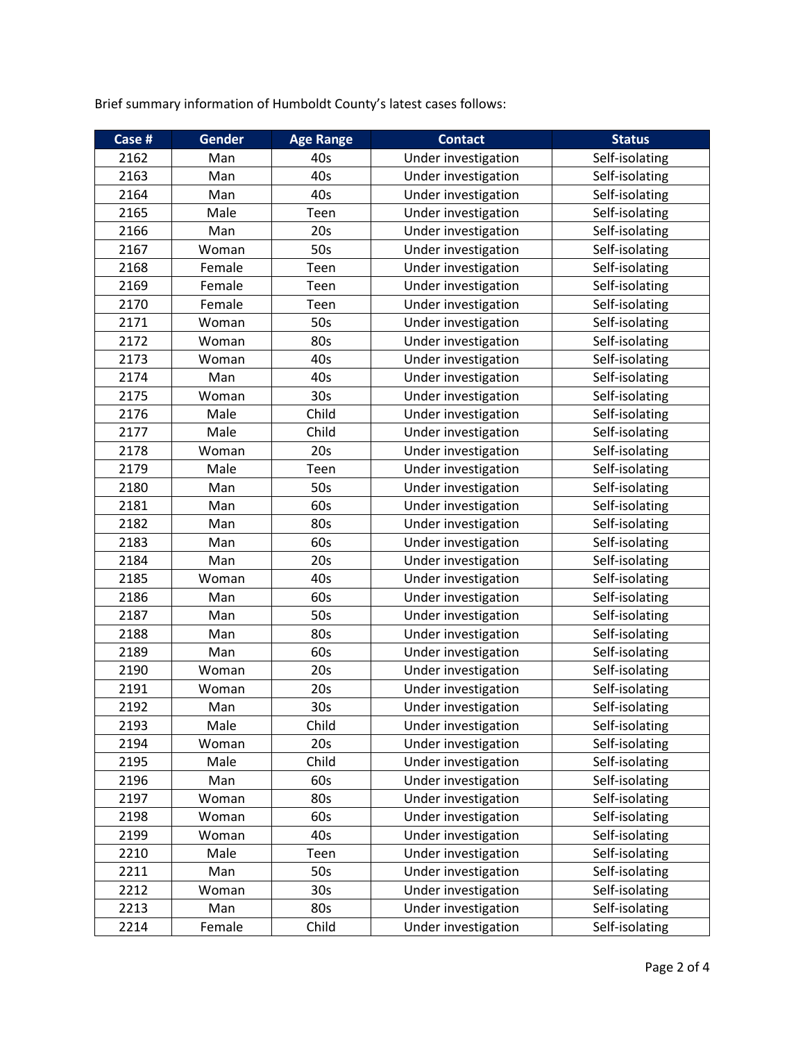Brief summary information of Humboldt County's latest cases follows:

| Case # | Gender | Age Range | Contact | Status |
| --- | --- | --- | --- | --- |
| 2162 | Man | 40s | Under investigation | Self-isolating |
| 2163 | Man | 40s | Under investigation | Self-isolating |
| 2164 | Man | 40s | Under investigation | Self-isolating |
| 2165 | Male | Teen | Under investigation | Self-isolating |
| 2166 | Man | 20s | Under investigation | Self-isolating |
| 2167 | Woman | 50s | Under investigation | Self-isolating |
| 2168 | Female | Teen | Under investigation | Self-isolating |
| 2169 | Female | Teen | Under investigation | Self-isolating |
| 2170 | Female | Teen | Under investigation | Self-isolating |
| 2171 | Woman | 50s | Under investigation | Self-isolating |
| 2172 | Woman | 80s | Under investigation | Self-isolating |
| 2173 | Woman | 40s | Under investigation | Self-isolating |
| 2174 | Man | 40s | Under investigation | Self-isolating |
| 2175 | Woman | 30s | Under investigation | Self-isolating |
| 2176 | Male | Child | Under investigation | Self-isolating |
| 2177 | Male | Child | Under investigation | Self-isolating |
| 2178 | Woman | 20s | Under investigation | Self-isolating |
| 2179 | Male | Teen | Under investigation | Self-isolating |
| 2180 | Man | 50s | Under investigation | Self-isolating |
| 2181 | Man | 60s | Under investigation | Self-isolating |
| 2182 | Man | 80s | Under investigation | Self-isolating |
| 2183 | Man | 60s | Under investigation | Self-isolating |
| 2184 | Man | 20s | Under investigation | Self-isolating |
| 2185 | Woman | 40s | Under investigation | Self-isolating |
| 2186 | Man | 60s | Under investigation | Self-isolating |
| 2187 | Man | 50s | Under investigation | Self-isolating |
| 2188 | Man | 80s | Under investigation | Self-isolating |
| 2189 | Man | 60s | Under investigation | Self-isolating |
| 2190 | Woman | 20s | Under investigation | Self-isolating |
| 2191 | Woman | 20s | Under investigation | Self-isolating |
| 2192 | Man | 30s | Under investigation | Self-isolating |
| 2193 | Male | Child | Under investigation | Self-isolating |
| 2194 | Woman | 20s | Under investigation | Self-isolating |
| 2195 | Male | Child | Under investigation | Self-isolating |
| 2196 | Man | 60s | Under investigation | Self-isolating |
| 2197 | Woman | 80s | Under investigation | Self-isolating |
| 2198 | Woman | 60s | Under investigation | Self-isolating |
| 2199 | Woman | 40s | Under investigation | Self-isolating |
| 2210 | Male | Teen | Under investigation | Self-isolating |
| 2211 | Man | 50s | Under investigation | Self-isolating |
| 2212 | Woman | 30s | Under investigation | Self-isolating |
| 2213 | Man | 80s | Under investigation | Self-isolating |
| 2214 | Female | Child | Under investigation | Self-isolating |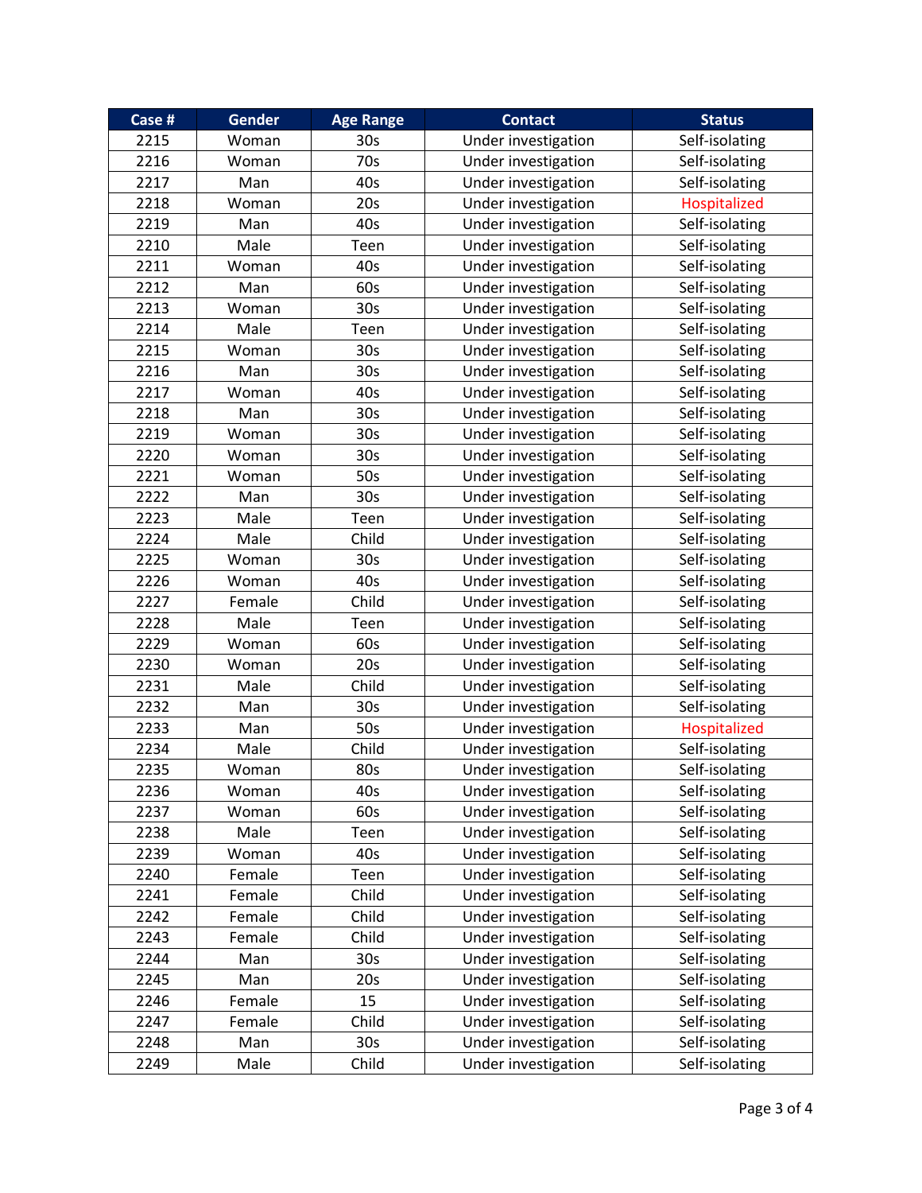| Case # | Gender | Age Range | Contact | Status |
| --- | --- | --- | --- | --- |
| 2215 | Woman | 30s | Under investigation | Self-isolating |
| 2216 | Woman | 70s | Under investigation | Self-isolating |
| 2217 | Man | 40s | Under investigation | Self-isolating |
| 2218 | Woman | 20s | Under investigation | Hospitalized |
| 2219 | Man | 40s | Under investigation | Self-isolating |
| 2210 | Male | Teen | Under investigation | Self-isolating |
| 2211 | Woman | 40s | Under investigation | Self-isolating |
| 2212 | Man | 60s | Under investigation | Self-isolating |
| 2213 | Woman | 30s | Under investigation | Self-isolating |
| 2214 | Male | Teen | Under investigation | Self-isolating |
| 2215 | Woman | 30s | Under investigation | Self-isolating |
| 2216 | Man | 30s | Under investigation | Self-isolating |
| 2217 | Woman | 40s | Under investigation | Self-isolating |
| 2218 | Man | 30s | Under investigation | Self-isolating |
| 2219 | Woman | 30s | Under investigation | Self-isolating |
| 2220 | Woman | 30s | Under investigation | Self-isolating |
| 2221 | Woman | 50s | Under investigation | Self-isolating |
| 2222 | Man | 30s | Under investigation | Self-isolating |
| 2223 | Male | Teen | Under investigation | Self-isolating |
| 2224 | Male | Child | Under investigation | Self-isolating |
| 2225 | Woman | 30s | Under investigation | Self-isolating |
| 2226 | Woman | 40s | Under investigation | Self-isolating |
| 2227 | Female | Child | Under investigation | Self-isolating |
| 2228 | Male | Teen | Under investigation | Self-isolating |
| 2229 | Woman | 60s | Under investigation | Self-isolating |
| 2230 | Woman | 20s | Under investigation | Self-isolating |
| 2231 | Male | Child | Under investigation | Self-isolating |
| 2232 | Man | 30s | Under investigation | Self-isolating |
| 2233 | Man | 50s | Under investigation | Hospitalized |
| 2234 | Male | Child | Under investigation | Self-isolating |
| 2235 | Woman | 80s | Under investigation | Self-isolating |
| 2236 | Woman | 40s | Under investigation | Self-isolating |
| 2237 | Woman | 60s | Under investigation | Self-isolating |
| 2238 | Male | Teen | Under investigation | Self-isolating |
| 2239 | Woman | 40s | Under investigation | Self-isolating |
| 2240 | Female | Teen | Under investigation | Self-isolating |
| 2241 | Female | Child | Under investigation | Self-isolating |
| 2242 | Female | Child | Under investigation | Self-isolating |
| 2243 | Female | Child | Under investigation | Self-isolating |
| 2244 | Man | 30s | Under investigation | Self-isolating |
| 2245 | Man | 20s | Under investigation | Self-isolating |
| 2246 | Female | 15 | Under investigation | Self-isolating |
| 2247 | Female | Child | Under investigation | Self-isolating |
| 2248 | Man | 30s | Under investigation | Self-isolating |
| 2249 | Male | Child | Under investigation | Self-isolating |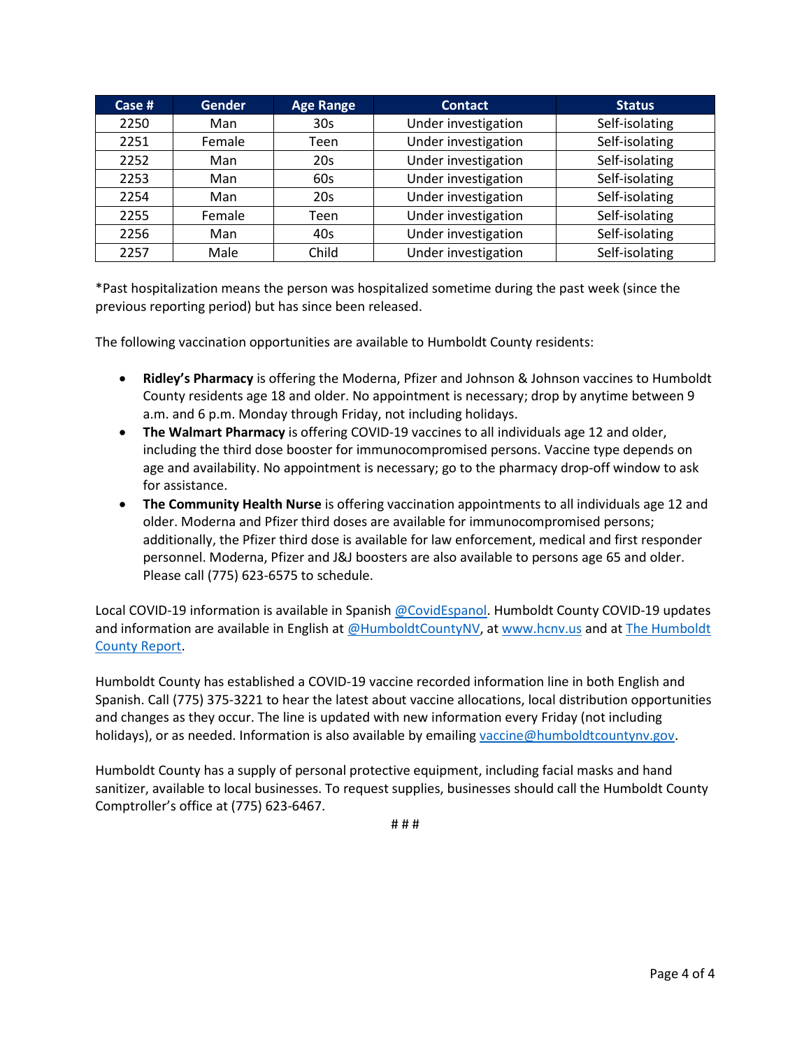| Case # | Gender | Age Range | Contact | Status |
|---|---|---|---|---|
| 2250 | Man | 30s | Under investigation | Self-isolating |
| 2251 | Female | Teen | Under investigation | Self-isolating |
| 2252 | Man | 20s | Under investigation | Self-isolating |
| 2253 | Man | 60s | Under investigation | Self-isolating |
| 2254 | Man | 20s | Under investigation | Self-isolating |
| 2255 | Female | Teen | Under investigation | Self-isolating |
| 2256 | Man | 40s | Under investigation | Self-isolating |
| 2257 | Male | Child | Under investigation | Self-isolating |

*Past hospitalization means the person was hospitalized sometime during the past week (since the previous reporting period) but has since been released.

The following vaccination opportunities are available to Humboldt County residents:

- **Ridley's Pharmacy** is offering the Moderna, Pfizer and Johnson & Johnson vaccines to Humboldt County residents age 18 and older. No appointment is necessary; drop by anytime between 9 a.m. and 6 p.m. Monday through Friday, not including holidays.
- **The Walmart Pharmacy** is offering COVID-19 vaccines to all individuals age 12 and older, including the third dose booster for immunocompromised persons. Vaccine type depends on age and availability. No appointment is necessary; go to the pharmacy drop-off window to ask for assistance.
- **The Community Health Nurse** is offering vaccination appointments to all individuals age 12 and older. Moderna and Pfizer third doses are available for immunocompromised persons; additionally, the Pfizer third dose is available for law enforcement, medical and first responder personnel. Moderna, Pfizer and J&J boosters are also available to persons age 65 and older. Please call (775) 623-6575 to schedule.

Local COVID-19 information is available in Spanish @CovidEspanol. Humboldt County COVID-19 updates and information are available in English at @HumboldtCountyNV, at www.hcnv.us and at The Humboldt County Report.

Humboldt County has established a COVID-19 vaccine recorded information line in both English and Spanish. Call (775) 375-3221 to hear the latest about vaccine allocations, local distribution opportunities and changes as they occur. The line is updated with new information every Friday (not including holidays), or as needed. Information is also available by emailing vaccine@humboldtcountynv.gov.

Humboldt County has a supply of personal protective equipment, including facial masks and hand sanitizer, available to local businesses. To request supplies, businesses should call the Humboldt County Comptroller's office at (775) 623-6467.

# # #